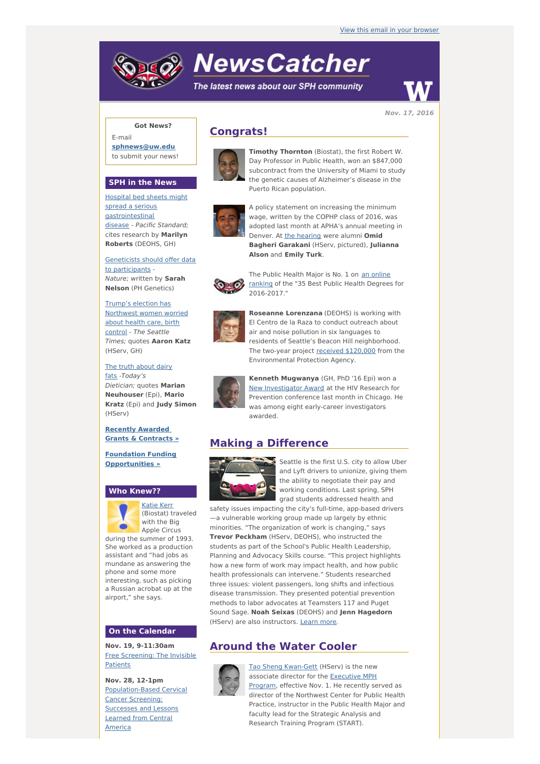View this email in your browser

# NewsCatcher

*The latest news about our SPH community*

**Nov. 17, 2016**

## Congrats!

**Timothy Thornton** (Biostat), the first Robert W. Day Professor in Public Health, won an $847,000 subcontract from the University of Miami to study the genetic causes of Alzheimer's disease in the Puerto Rican population.

A policy statement on increasing the minimum wage, written by the COPHP class of 2016, was adopted last month at APHA's annual meeting in Denver. At the hearing were alumni **Omid Bagheri Garakani** (HServ, pictured), **Julianna Alson** and **Emily Turk**.

The Public Health Major is No. 1 on an online ranking of the "35 Best Public Health Degrees for 2016-2017."

**Roseanne Lorenzana** (DEOHS) is working with El Centro de la Raza to conduct outreach about air and noise pollution in six languages to residents of Seattle's Beacon Hill neighborhood. The two-year project received $120,000 from the Environmental Protection Agency.

**Kenneth Mugwanya** (GH, PhD '16 Epi) won a New Investigator Award at the HIV Research for Prevention conference last month in Chicago. He was among eight early-career investigators awarded.

## Making a Difference

Seattle is the first U.S. city to allow Uber and Lyft drivers to unionize, giving them the ability to negotiate their pay and working conditions. Last spring, SPH grad students addressed health and safety issues impacting the city's full-time, app-based drivers—a vulnerable working group made up largely by ethnic minorities. "The organization of work is changing," says **Trevor Peckham** (HServ, DEOHS), who instructed the students as part of the School's Public Health Leadership, Planning and Advocacy Skills course. "This project highlights how a new form of work may impact health, and how public health professionals can intervene." Students researched three issues: violent passengers, long shifts and infectious disease transmission. They presented potential prevention methods to labor advocates at Teamsters 117 and Puget Sound Sage. **Noah Seixas** (DEOHS) and **Jenn Hagedorn** (HServ) are also instructors. Learn more.

## Around the Water Cooler

Tao Sheng Kwan-Gett (HServ) is the new associate director for the Executive MPH Program, effective Nov. 1. He recently served as director of the Northwest Center for Public Health Practice, instructor in the Public Health Major and faculty lead for the Strategic Analysis and Research Training Program (START).

---

**Got News?**

E-mail **sphnews@uw.edu** to submit your news!

## SPH in the News

Hospital bed sheets might spread a serious gastrointestinal disease - *Pacific Standard;* cites research by **Marilyn Roberts** (DEOHS, GH)

Geneticists should offer data to participants - *Nature;* written by **Sarah Nelson** (PH Genetics)

Trump's election has Northwest women worried about health care, birth control - *The Seattle Times;* quotes **Aaron Katz** (HServ, GH)

The truth about dairy fats -*Today's Dietician;* quotes **Marian Neuhouser** (Epi), **Mario Kratz** (Epi) and **Judy Simon** (HServ)

**Recently Awarded Grants & Contracts »**

**Foundation Funding Opportunities »**

## Who Knew??

Katie Kerr (Biostat) traveled with the Big Apple Circus during the summer of 1993. She worked as a production assistant and "had jobs as mundane as answering the phone and some more interesting, such as picking a Russian acrobat up at the airport," she says.

## On the Calendar

**Nov. 19, 9-11:30am**
Free Screening: The Invisible Patients

**Nov. 28, 12-1pm**
Population-Based Cervical Cancer Screening: Successes and Lessons Learned from Central America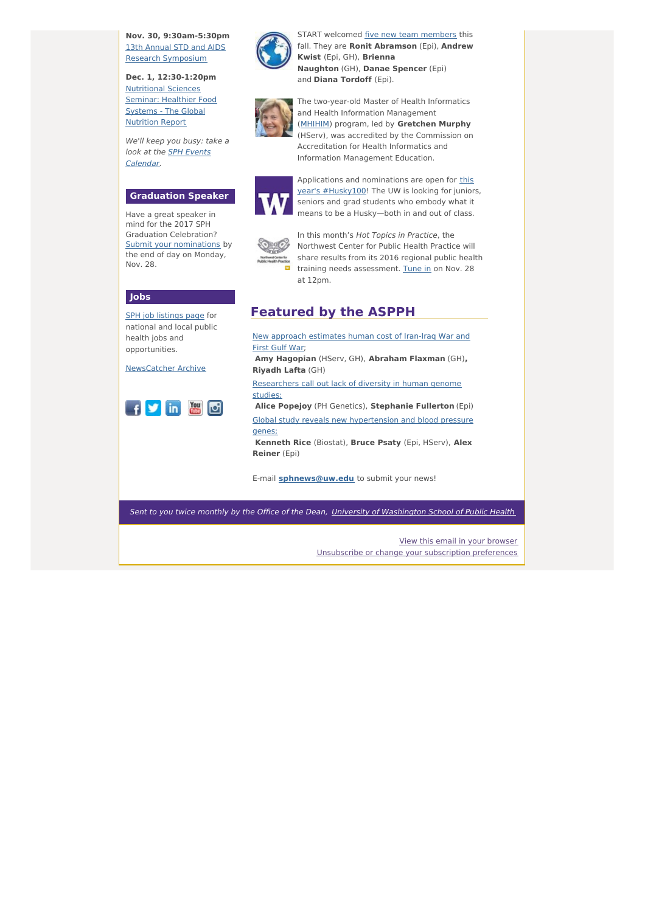**Nov. 30, 9:30am-5:30pm**
13th Annual STD and AIDS Research Symposium

**Dec. 1, 12:30-1:20pm**
Nutritional Sciences Seminar: Healthier Food Systems - The Global Nutrition Report

*We'll keep you busy: take a look at the SPH Events Calendar.*

## Graduation Speaker

Have a great speaker in mind for the 2017 SPH Graduation Celebration? Submit your nominations by the end of day on Monday, Nov. 28.

## Jobs

SPH job listings page for national and local public health jobs and opportunities.

NewsCatcher Archive

START welcomed five new team members this fall. They are **Ronit Abramson** (Epi), **Andrew Kwist** (Epi, GH), **Brienna Naughton** (GH), **Danae Spencer** (Epi) and **Diana Tordoff** (Epi).

The two-year-old Master of Health Informatics and Health Information Management (MHIHIM) program, led by **Gretchen Murphy** (HServ), was accredited by the Commission on Accreditation for Health Informatics and Information Management Education.

Applications and nominations are open for this year's #Husky100! The UW is looking for juniors, seniors and grad students who embody what it means to be a Husky—both in and out of class.

In this month's *Hot Topics in Practice*, the Northwest Center for Public Health Practice will share results from its 2016 regional public health training needs assessment. Tune in on Nov. 28 at 12pm.

## Featured by the ASPPH

New approach estimates human cost of Iran-Iraq War and First Gulf War;
**Amy Hagopian** (HServ, GH), **Abraham Flaxman** (GH)**,** **Riyadh Lafta** (GH)

Researchers call out lack of diversity in human genome studies;
**Alice Popejoy** (PH Genetics), **Stephanie Fullerton** (Epi)

Global study reveals new hypertension and blood pressure genes;
**Kenneth Rice** (Biostat), **Bruce Psaty** (Epi, HServ), **Alex Reiner** (Epi)

E-mail **sphnews@uw.edu** to submit your news!

*Sent to you twice monthly by the Office of the Dean, University of Washington School of Public Health*

View this email in your browser
Unsubscribe or change your subscription preferences